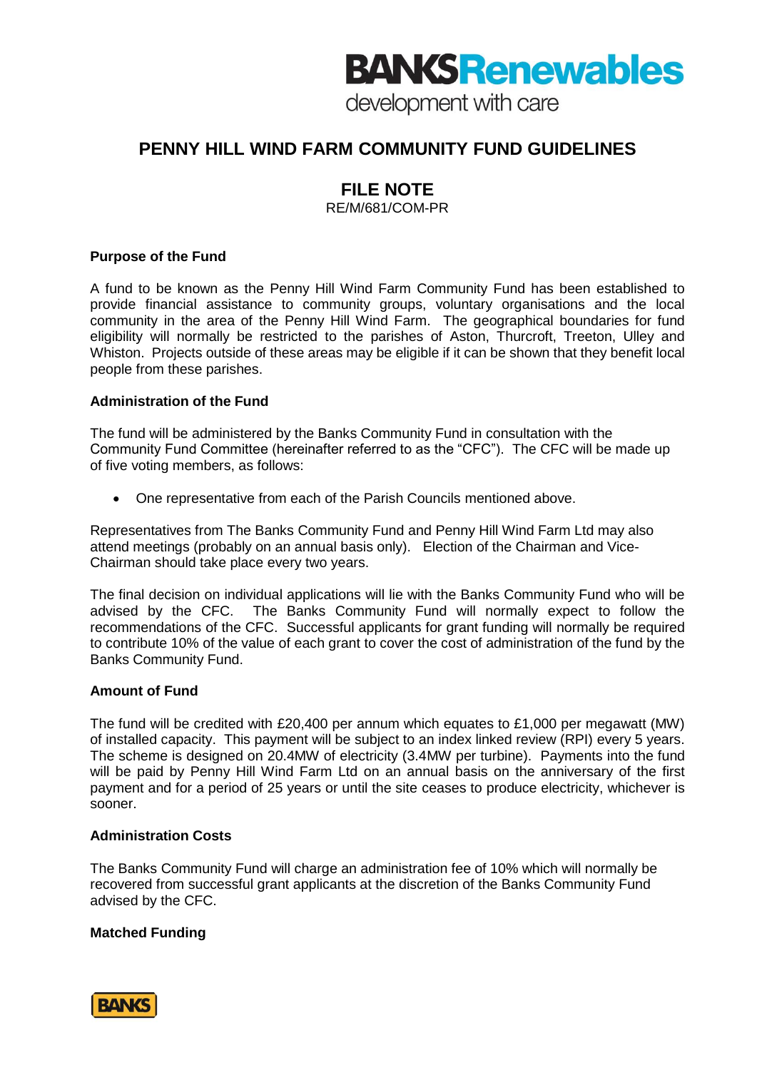# PENNY HILL WIND FARM COMMUNITY FUND GUIDELINES

## FILE NOTE

RE/M/681/COM-PR

**Purpose of the Fund**

A fund to be known as the Penny Hill Wind Farm Community Fund has been established to provide financial assistance to community groups, voluntary organisations and the local community in the area of the Penny Hill Wind Farm. The geographical boundaries for fund eligibility will normally be restricted to the parishes of Aston, Thurcroft, Treeton, Ulley and Whiston. Projects outside of these areas may be eligible if it can be shown that they benefit local people from these parishes.

**Administration of the Fund**

The fund will be administered by the Banks Community Fund in consultation with the Community Fund Committee (hereinafter referred to as the "CFC"). The CFC will be made up of five voting members, as follows:

- One representative from each of the Parish Councils mentioned above.

Representatives from The Banks Community Fund and Penny Hill Wind Farm Ltd may also attend meetings (probably on an annual basis only). Election of the Chairman and Vice-Chairman should take place every two years.

The final decision on individual applications will lie with the Banks Community Fund who will be advised by the CFC. The Banks Community Fund will normally expect to follow the recommendations of the CFC. Successful applicants for grant funding will normally be required to contribute 10% of the value of each grant to cover the cost of administration of the fund by the Banks Community Fund.

**Amount of Fund**

The fund will be credited with £20,400 per annum which equates to £1,000 per megawatt (MW) of installed capacity. This payment will be subject to an index linked review (RPI) every 5 years. The scheme is designed on 20.4MW of electricity (3.4MW per turbine). Payments into the fund will be paid by Penny Hill Wind Farm Ltd on an annual basis on the anniversary of the first payment and for a period of 25 years or until the site ceases to produce electricity, whichever is sooner.

**Administration Costs**

The Banks Community Fund will charge an administration fee of 10% which will normally be recovered from successful grant applicants at the discretion of the Banks Community Fund advised by the CFC.

**Matched Funding**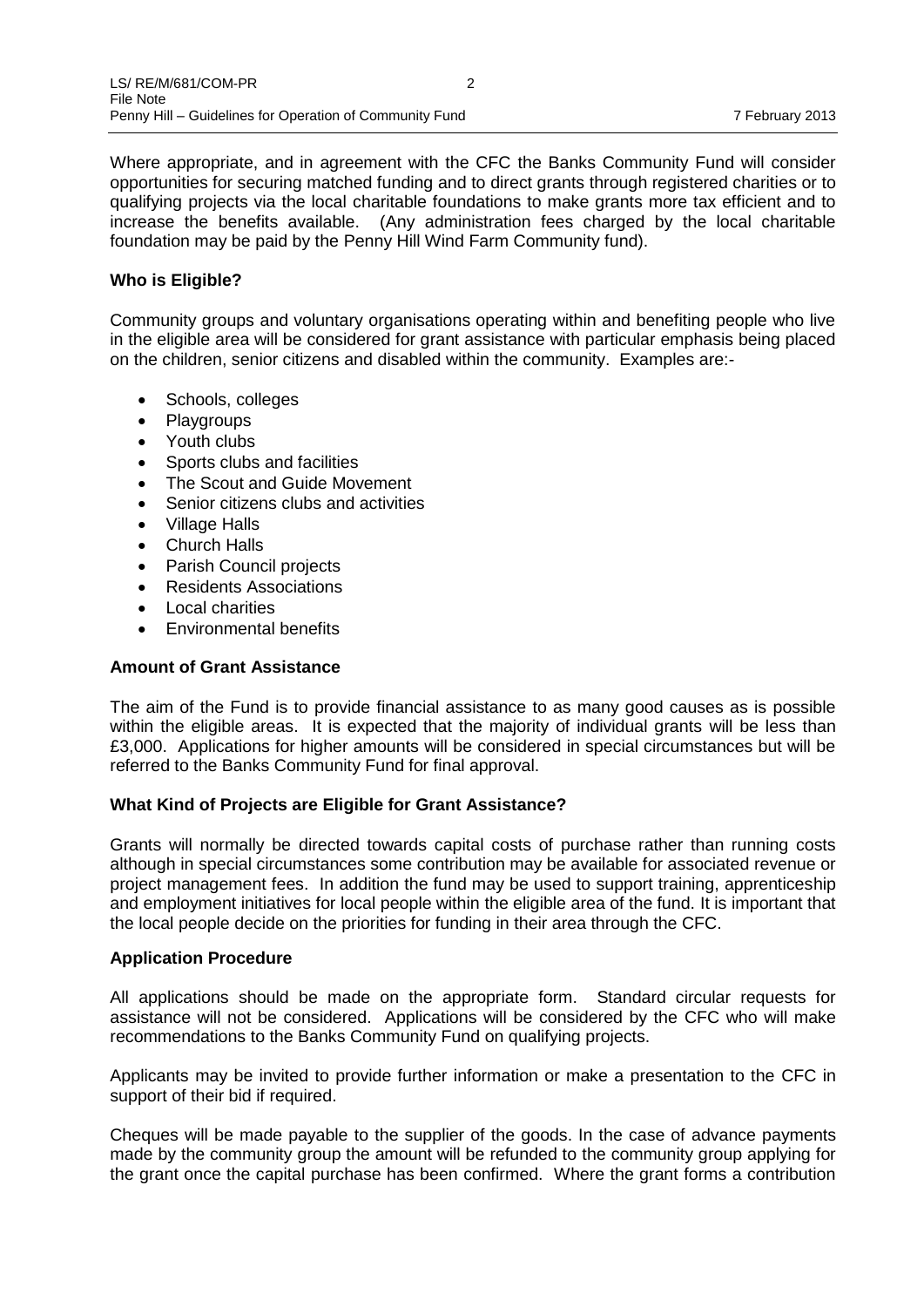Where appropriate, and in agreement with the CFC the Banks Community Fund will consider opportunities for securing matched funding and to direct grants through registered charities or to qualifying projects via the local charitable foundations to make grants more tax efficient and to increase the benefits available. (Any administration fees charged by the local charitable foundation may be paid by the Penny Hill Wind Farm Community fund).

**Who is Eligible?**

Community groups and voluntary organisations operating within and benefiting people who live in the eligible area will be considered for grant assistance with particular emphasis being placed on the children, senior citizens and disabled within the community. Examples are:-

- Schools, colleges
- Playgroups
- Youth clubs
- Sports clubs and facilities
- The Scout and Guide Movement
- Senior citizens clubs and activities
- Village Halls
- Church Halls
- Parish Council projects
- Residents Associations
- Local charities
- Environmental benefits

**Amount of Grant Assistance**

The aim of the Fund is to provide financial assistance to as many good causes as is possible within the eligible areas. It is expected that the majority of individual grants will be less than £3,000. Applications for higher amounts will be considered in special circumstances but will be referred to the Banks Community Fund for final approval.

**What Kind of Projects are Eligible for Grant Assistance?**

Grants will normally be directed towards capital costs of purchase rather than running costs although in special circumstances some contribution may be available for associated revenue or project management fees. In addition the fund may be used to support training, apprenticeship and employment initiatives for local people within the eligible area of the fund. It is important that the local people decide on the priorities for funding in their area through the CFC.

**Application Procedure**

All applications should be made on the appropriate form. Standard circular requests for assistance will not be considered. Applications will be considered by the CFC who will make recommendations to the Banks Community Fund on qualifying projects.

Applicants may be invited to provide further information or make a presentation to the CFC in support of their bid if required.

Cheques will be made payable to the supplier of the goods. In the case of advance payments made by the community group the amount will be refunded to the community group applying for the grant once the capital purchase has been confirmed. Where the grant forms a contribution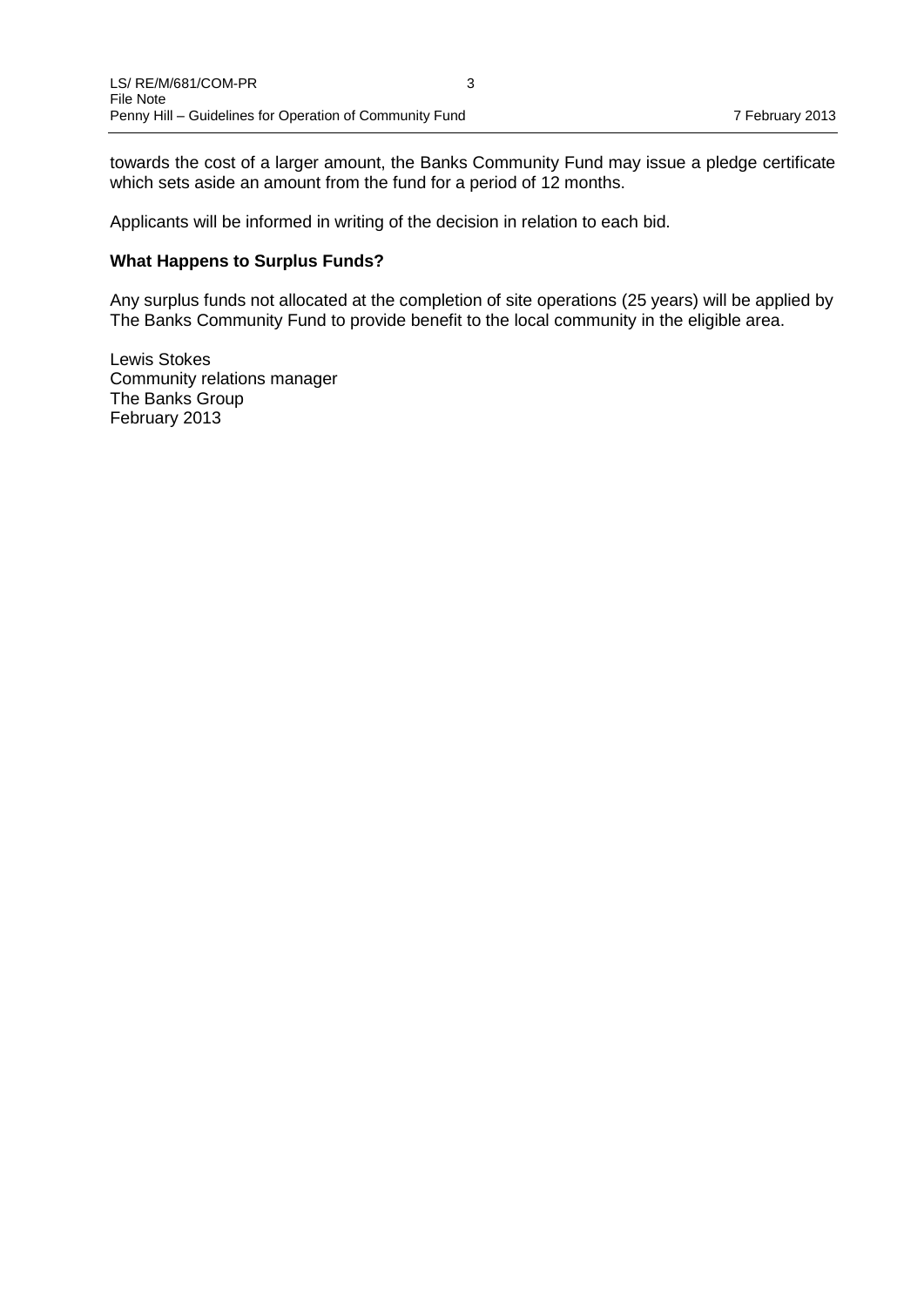towards the cost of a larger amount, the Banks Community Fund may issue a pledge certificate which sets aside an amount from the fund for a period of 12 months.

Applicants will be informed in writing of the decision in relation to each bid.

**What Happens to Surplus Funds?**

Any surplus funds not allocated at the completion of site operations (25 years) will be applied by The Banks Community Fund to provide benefit to the local community in the eligible area.

Lewis Stokes
Community relations manager
The Banks Group
February 2013